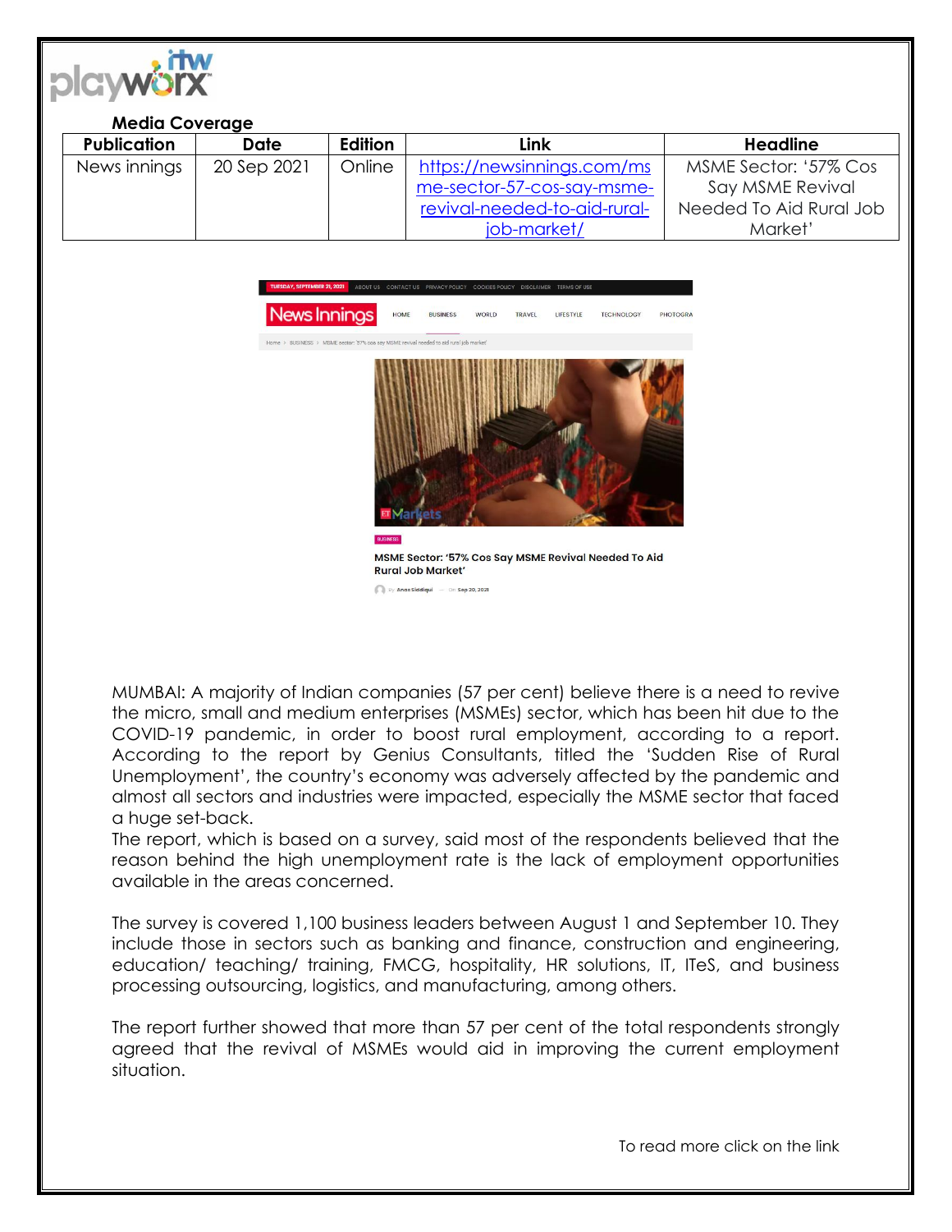**Media Coverage**

| Publication | Date | Edition | Link | Headline |
|---|---|---|---|---|
| News innings | 20 Sep 2021 | Online | https://newsinnings.com/msme-sector-57-cos-say-msme-revival-needed-to-aid-rural-job-market/ | MSME Sector: '57% Cos Say MSME Revival Needed To Aid Rural Job Market' |

MUMBAI: A majority of Indian companies (57 per cent) believe there is a need to revive the micro, small and medium enterprises (MSMEs) sector, which has been hit due to the COVID-19 pandemic, in order to boost rural employment, according to a report. According to the report by Genius Consultants, titled the 'Sudden Rise of Rural Unemployment', the country's economy was adversely affected by the pandemic and almost all sectors and industries were impacted, especially the MSME sector that faced a huge set-back.

The report, which is based on a survey, said most of the respondents believed that the reason behind the high unemployment rate is the lack of employment opportunities available in the areas concerned.

The survey is covered 1,100 business leaders between August 1 and September 10. They include those in sectors such as banking and finance, construction and engineering, education/ teaching/ training, FMCG, hospitality, HR solutions, IT, ITeS, and business processing outsourcing, logistics, and manufacturing, among others.

The report further showed that more than 57 per cent of the total respondents strongly agreed that the revival of MSMEs would aid in improving the current employment situation.

To read more click on the link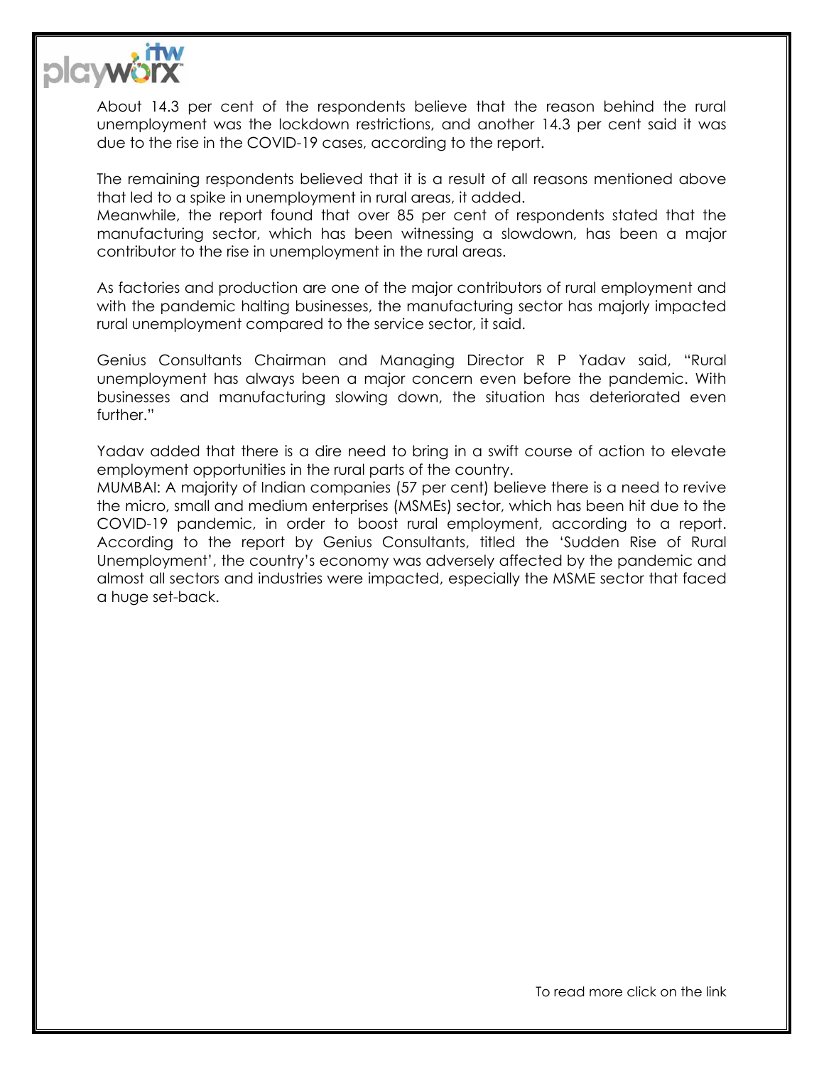About 14.3 per cent of the respondents believe that the reason behind the rural unemployment was the lockdown restrictions, and another 14.3 per cent said it was due to the rise in the COVID-19 cases, according to the report.

The remaining respondents believed that it is a result of all reasons mentioned above that led to a spike in unemployment in rural areas, it added.
Meanwhile, the report found that over 85 per cent of respondents stated that the manufacturing sector, which has been witnessing a slowdown, has been a major contributor to the rise in unemployment in the rural areas.

As factories and production are one of the major contributors of rural employment and with the pandemic halting businesses, the manufacturing sector has majorly impacted rural unemployment compared to the service sector, it said.

Genius Consultants Chairman and Managing Director R P Yadav said, "Rural unemployment has always been a major concern even before the pandemic. With businesses and manufacturing slowing down, the situation has deteriorated even further."

Yadav added that there is a dire need to bring in a swift course of action to elevate employment opportunities in the rural parts of the country.
MUMBAI: A majority of Indian companies (57 per cent) believe there is a need to revive the micro, small and medium enterprises (MSMEs) sector, which has been hit due to the COVID-19 pandemic, in order to boost rural employment, according to a report. According to the report by Genius Consultants, titled the 'Sudden Rise of Rural Unemployment', the country's economy was adversely affected by the pandemic and almost all sectors and industries were impacted, especially the MSME sector that faced a huge set-back.

To read more click on the link